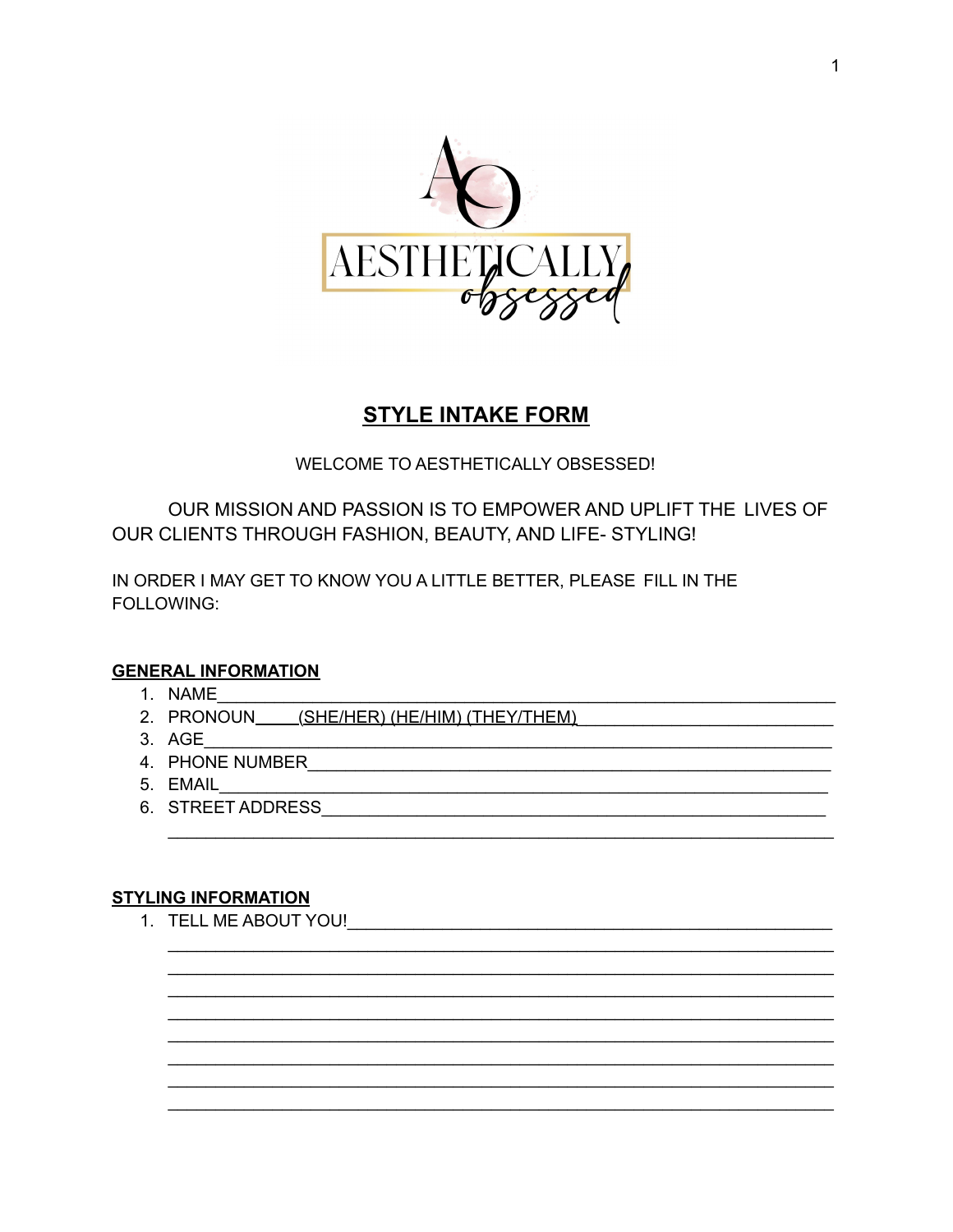AESTHETICALLY obsessed

## STYLE INTAKE FORM

WELCOME TO AESTHETICALLY OBSESSED!

OUR MISSION AND PASSION IS TO EMPOWER AND UPLIFT THE LIVES OF OUR CLIENTS THROUGH FASHION, BEAUTY, AND LIFE- STYLING!

IN ORDER I MAY GET TO KNOW YOU A LITTLE BETTER, PLEASE FILL IN THE FOLLOWING:

**GENERAL INFORMATION**

1. NAME______________________________________________________________
2. PRONOUN____(SHE/HER) (HE/HIM) (THEY/THEM)__________________________
3. AGE________________________________________________________________
4. PHONE NUMBER_____________________________________________________
5. EMAIL______________________________________________________________
6. STREET ADDRESS___________________________________________________
   ________________________________________________________________

**STYLING INFORMATION**

1. TELL ME ABOUT YOU!_____________________________________________
   ________________________________________________________________
   ________________________________________________________________
   ________________________________________________________________
   ________________________________________________________________
   ________________________________________________________________
   ________________________________________________________________
   ________________________________________________________________
   ________________________________________________________________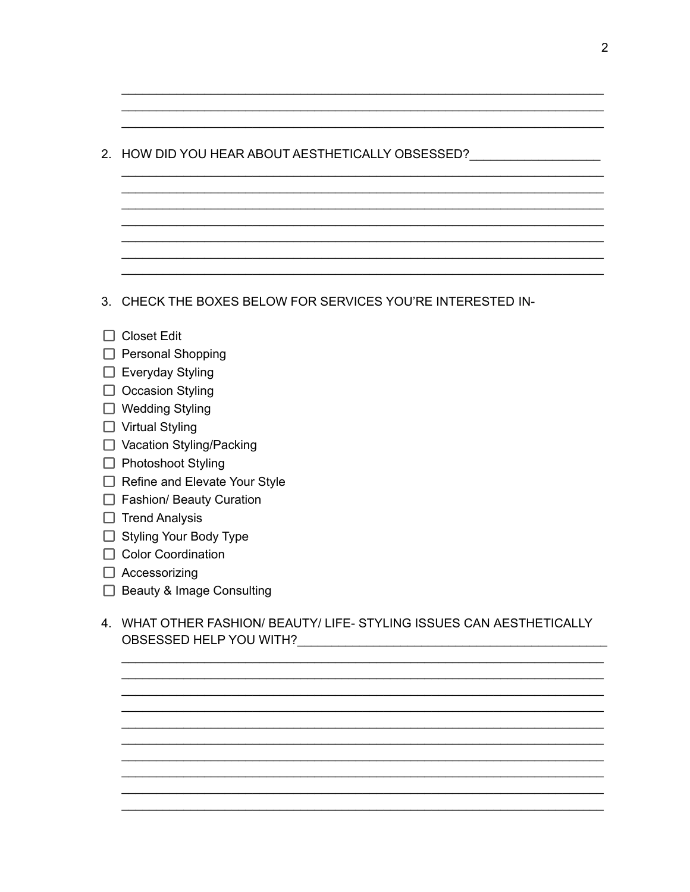2. HOW DID YOU HEAR ABOUT AESTHETICALLY OBSESSED?

3. CHECK THE BOXES BELOW FOR SERVICES YOU'RE INTERESTED IN-

- ☐ Closet Edit
- ☐ Personal Shopping
- ☐ Everyday Styling
- ☐ Occasion Styling
- ☐ Wedding Styling
- ☐ Virtual Styling
- ☐ Vacation Styling/Packing
- ☐ Photoshoot Styling
- ☐ Refine and Elevate Your Style
- ☐ Fashion/ Beauty Curation
- ☐ Trend Analysis
- ☐ Styling Your Body Type
- ☐ Color Coordination
- ☐ Accessorizing
- ☐ Beauty & Image Consulting

4. WHAT OTHER FASHION/ BEAUTY/ LIFE- STYLING ISSUES CAN AESTHETICALLY OBSESSED HELP YOU WITH?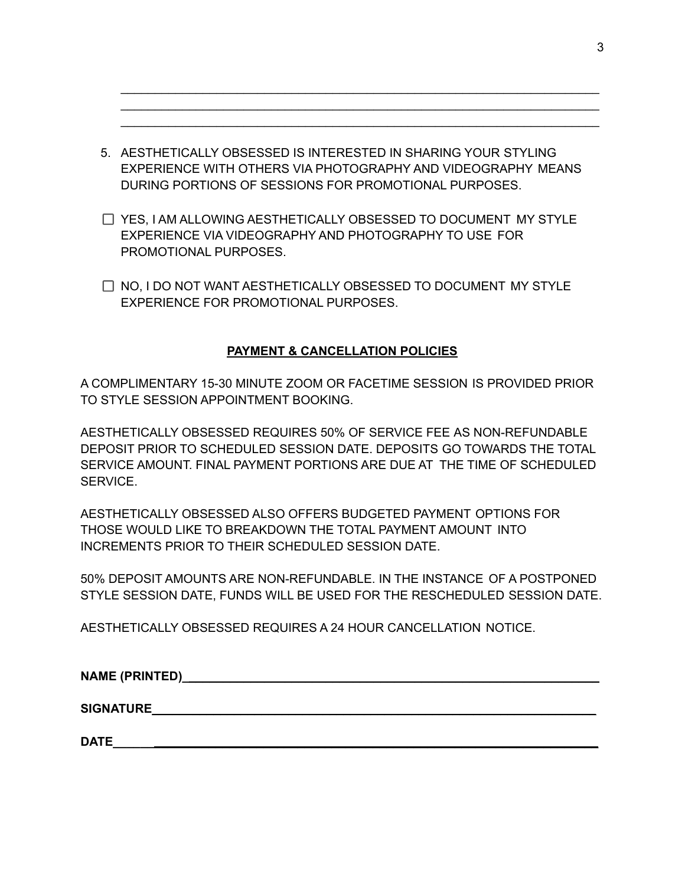\_\_\_\_\_\_\_\_\_\_\_\_\_\_\_\_\_\_\_\_\_\_\_\_\_\_\_\_\_\_\_\_\_\_\_\_\_\_\_\_\_\_\_\_\_\_\_\_\_\_\_\_\_\_\_\_\_\_\_\_\_\_\_\_\_\_
\_\_\_\_\_\_\_\_\_\_\_\_\_\_\_\_\_\_\_\_\_\_\_\_\_\_\_\_\_\_\_\_\_\_\_\_\_\_\_\_\_\_\_\_\_\_\_\_\_\_\_\_\_\_\_\_\_\_\_\_\_\_\_\_\_\_
\_\_\_\_\_\_\_\_\_\_\_\_\_\_\_\_\_\_\_\_\_\_\_\_\_\_\_\_\_\_\_\_\_\_\_\_\_\_\_\_\_\_\_\_\_\_\_\_\_\_\_\_\_\_\_\_\_\_\_\_\_\_\_\_\_\_

5. AESTHETICALLY OBSESSED IS INTERESTED IN SHARING YOUR STYLING EXPERIENCE WITH OTHERS VIA PHOTOGRAPHY AND VIDEOGRAPHY MEANS DURING PORTIONS OF SESSIONS FOR PROMOTIONAL PURPOSES.

- [ ] YES, I AM ALLOWING AESTHETICALLY OBSESSED TO DOCUMENT MY STYLE EXPERIENCE VIA VIDEOGRAPHY AND PHOTOGRAPHY TO USE FOR PROMOTIONAL PURPOSES.

- [ ] NO, I DO NOT WANT AESTHETICALLY OBSESSED TO DOCUMENT MY STYLE EXPERIENCE FOR PROMOTIONAL PURPOSES.

## PAYMENT & CANCELLATION POLICIES

A COMPLIMENTARY 15-30 MINUTE ZOOM OR FACETIME SESSION IS PROVIDED PRIOR TO STYLE SESSION APPOINTMENT BOOKING.

AESTHETICALLY OBSESSED REQUIRES 50% OF SERVICE FEE AS NON-REFUNDABLE DEPOSIT PRIOR TO SCHEDULED SESSION DATE. DEPOSITS GO TOWARDS THE TOTAL SERVICE AMOUNT. FINAL PAYMENT PORTIONS ARE DUE AT THE TIME OF SCHEDULED SERVICE.

AESTHETICALLY OBSESSED ALSO OFFERS BUDGETED PAYMENT OPTIONS FOR THOSE WOULD LIKE TO BREAKDOWN THE TOTAL PAYMENT AMOUNT INTO INCREMENTS PRIOR TO THEIR SCHEDULED SESSION DATE.

50% DEPOSIT AMOUNTS ARE NON-REFUNDABLE. IN THE INSTANCE OF A POSTPONED STYLE SESSION DATE, FUNDS WILL BE USED FOR THE RESCHEDULED SESSION DATE.

AESTHETICALLY OBSESSED REQUIRES A 24 HOUR CANCELLATION NOTICE.

**NAME (PRINTED)**\_\_\_\_\_\_\_\_\_\_\_\_\_\_\_\_\_\_\_\_\_\_\_\_\_\_\_\_\_\_\_\_\_\_\_\_\_\_\_\_\_\_\_\_\_\_\_\_\_\_\_\_

**SIGNATURE**\_\_\_\_\_\_\_\_\_\_\_\_\_\_\_\_\_\_\_\_\_\_\_\_\_\_\_\_\_\_\_\_\_\_\_\_\_\_\_\_\_\_\_\_\_\_\_\_\_\_\_\_\_\_\_\_

**DATE**\_\_\_\_\_\_\_\_\_\_\_\_\_\_\_\_\_\_\_\_\_\_\_\_\_\_\_\_\_\_\_\_\_\_\_\_\_\_\_\_\_\_\_\_\_\_\_\_\_\_\_\_\_\_\_\_\_\_\_\_\_\_